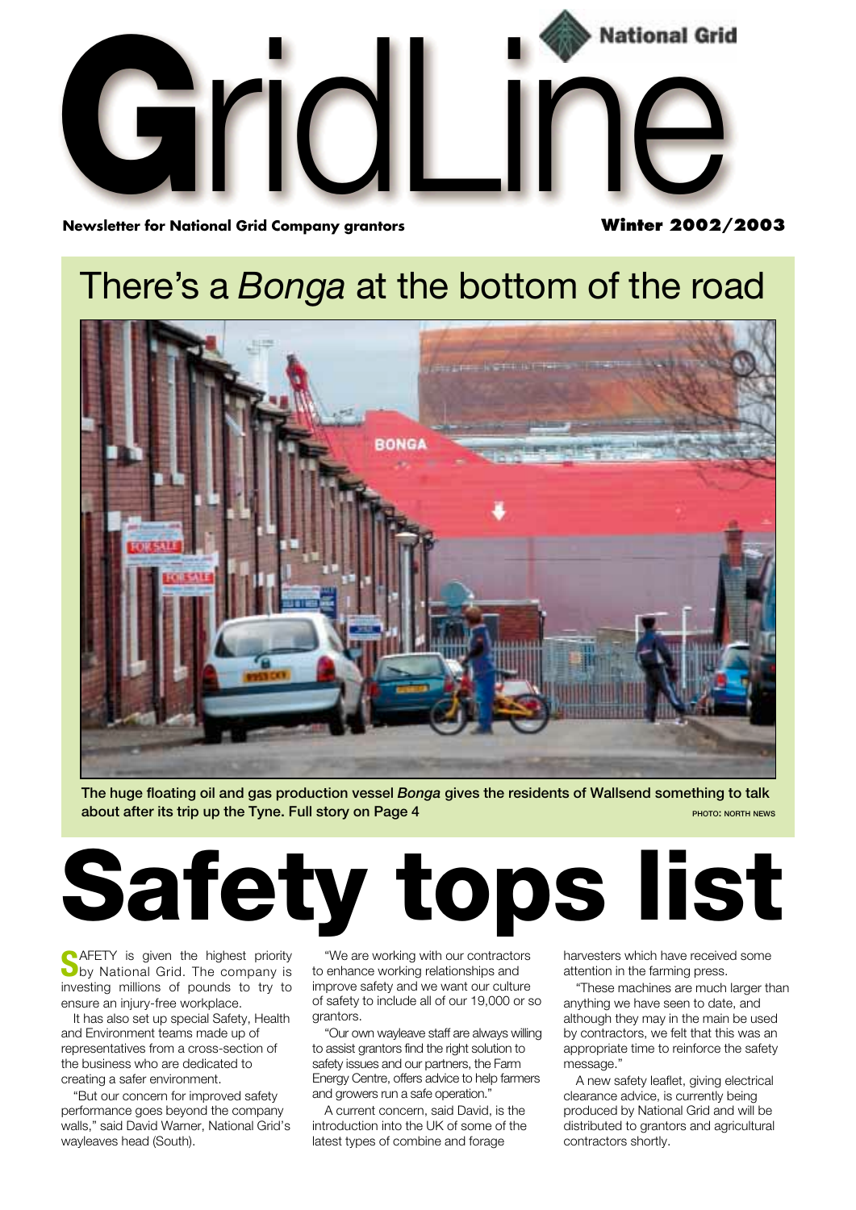# GridLine

National Grid

**Newsletter for National Grid Company grantors** **Winter 2002/2003**

## There's a *Bonga* at the bottom of the road

**The huge floating oil and gas production vessel *Bonga* gives the residents of Wallsend something to talk about after its trip up the Tyne. Full story on Page 4** PHOTO: NORTH NEWS

# Safety tops list

SAFETY is given the highest priority by National Grid. The company is investing millions of pounds to try to ensure an injury-free workplace.

It has also set up special Safety, Health and Environment teams made up of representatives from a cross-section of the business who are dedicated to creating a safer environment.

"But our concern for improved safety performance goes beyond the company walls," said David Warner, National Grid's wayleaves head (South).

"We are working with our contractors to enhance working relationships and improve safety and we want our culture of safety to include all of our 19,000 or so grantors.

"Our own wayleave staff are always willing to assist grantors find the right solution to safety issues and our partners, the Farm Energy Centre, offers advice to help farmers and growers run a safe operation."

A current concern, said David, is the introduction into the UK of some of the latest types of combine and forage harvesters which have received some attention in the farming press.

"These machines are much larger than anything we have seen to date, and although they may in the main be used by contractors, we felt that this was an appropriate time to reinforce the safety message."

A new safety leaflet, giving electrical clearance advice, is currently being produced by National Grid and will be distributed to grantors and agricultural contractors shortly.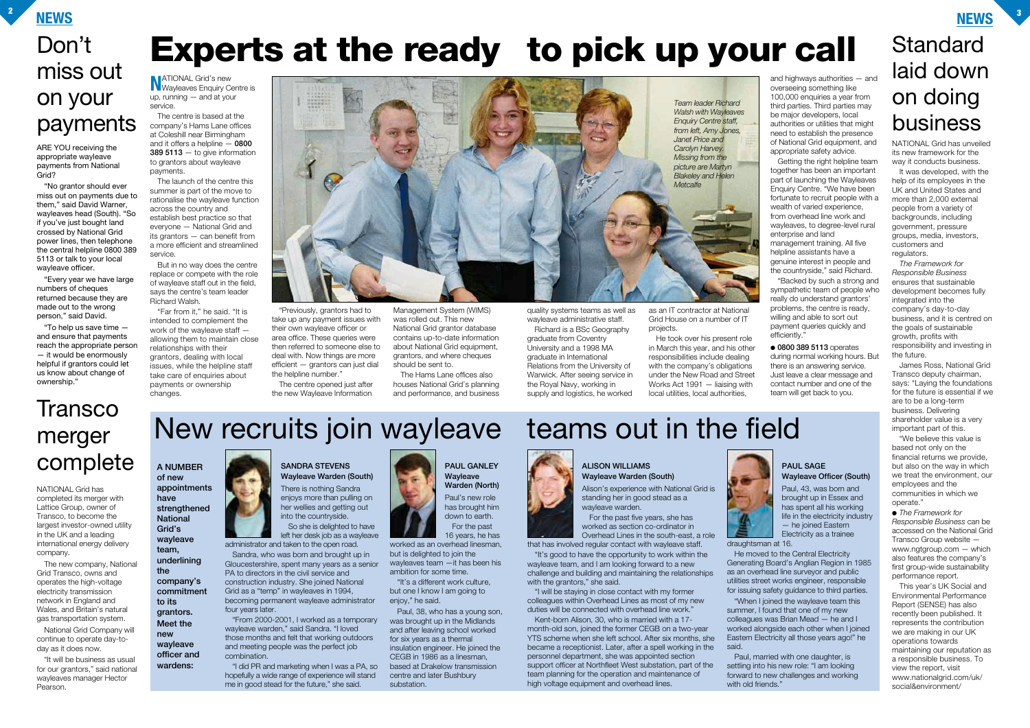# Don't miss out on your payments

ARE YOU receiving the appropriate wayleave payments from National Grid?

"No grantor should ever miss out on payments due to them," said David Warner, wayleaves head (South). "So if you've just bought land crossed by National Grid power lines, then telephone the central helpline 0800 389 5113 or talk to your local wayleave officer.

"Every year we have large numbers of cheques returned because they are made out to the wrong person," said David.

"To help us save time — and ensure that payments reach the appropriate person — it would be enormously helpful if grantors could let us know about change of ownership."

# Transco merger complete

NATIONAL Grid has completed its merger with Lattice Group, owner of Transco, to become the largest investor-owned utility in the UK and a leading international energy delivery company.

The new company, National Grid Transco, owns and operates the high-voltage electricity transmission network in England and Wales, and Britain's natural gas transportation system.

National Grid Company will continue to operate day-to-day as it does now.

"It will be business as usual for our grantors," said national wayleaves manager Hector Pearson.

# Experts at the ready to pick up your call

NATIONAL Grid's new Wayleaves Enquiry Centre is up, running — and at your service.

The centre is based at the company's Hams Lane offices at Coleshill near Birmingham and it offers a helpline — **0800 389 5113** — to give information to grantors about wayleave payments.

The launch of the centre this summer is part of the move to rationalise the wayleave function across the country and establish best practice so that everyone — National Grid and its grantors — can benefit from a more efficient and streamlined service.

But in no way does the centre replace or compete with the role of wayleave staff out in the field, says the centre's team leader Richard Walsh.

"Far from it," he said. "It is intended to complement the work of the wayleave staff — allowing them to maintain close relationships with their grantors, dealing with local issues, while the helpline staff take care of enquiries about payments or ownership changes.

*Team leader Richard Walsh with Wayleaves Enquiry Centre staff, from left, Amy Jones, Janet Price and Carolyn Harvey. Missing from the picture are Martyn Blakeley and Helen Metcalfe*

"Previously, grantors had to take up any payment issues with their own wayleave officer or area office. These queries were then referred to someone else to deal with. Now things are more efficient — grantors can just dial the helpline number."

The centre opened just after the new Wayleave Information Management System (WIMS) was rolled out. This new National Grid grantor database contains up-to-date information about National Grid equipment, grantors, and where cheques should be sent to.

The Hams Lane offices also houses National Grid's planning and performance, and business quality systems teams as well as wayleave administrative staff.

Richard is a BSc Geography graduate from Coventry University and a 1998 MA graduate in International Relations from the University of Warwick. After seeing service in the Royal Navy, working in supply and logistics, he worked as an IT contractor at National Grid House on a number of IT projects.

He took over his present role in March this year, and his other responsibilities include dealing with the company's obligations under the New Road and Street Works Act 1991 — liaising with local utilities, local authorities, and highways authorities — and overseeing something like 100,000 enquiries a year from third parties. Third parties may be major developers, local authorities or utilities that might need to establish the presence of National Grid equipment, and appropriate safety advice.

Getting the right helpline team together has been an important part of launching the Wayleaves Enquiry Centre. "We have been fortunate to recruit people with a wealth of varied experience, from overhead line work and wayleaves, to degree-level rural enterprise and land management training. All five helpline assistants have a genuine interest in people and the countryside," said Richard.

"Backed by such a strong and sympathetic team of people who really do understand grantors' problems, the centre is ready, willing and able to sort out payment queries quickly and efficiently."

● **0800 389 5113** operates during normal working hours. But there is an answering service. Just leave a clear message and contact number and one of the team will get back to you.

# New recruits join wayleave teams out in the field

**A NUMBER of new appointments have strengthened National Grid's wayleave team, underlining the company's commitment to its grantors. Meet the new wayleave officer and wardens:**

### SANDRA STEVENS
**Wayleave Warden (South)**

There is nothing Sandra enjoys more than pulling on her wellies and getting out into the countryside.

So she is delighted to have left her desk job as a wayleave administrator and taken to the open road.

Sandra, who was born and brought up in Gloucestershire, spent many years as a senior PA to directors in the civil service and construction industry. She joined National Grid as a "temp" in wayleaves in 1994, becoming permanent wayleave administrator four years later.

"From 2000-2001, I worked as a temporary wayleave warden," said Sandra. "I loved those months and felt that working outdoors and meeting people was the perfect job combination.

"I did PR and marketing when I was a PA, so hopefully a wide range of experience will stand me in good stead for the future," she said.

### PAUL GANLEY
**Wayleave Warden (North)**

Paul's new role has brought him down to earth.

For the past 16 years, he has worked as an overhead linesman, but is delighted to join the wayleaves team —it has been his ambition for some time.

"It's a different work culture, but one I know I am going to enjoy," he said.

Paul, 38, who has a young son, was brought up in the Midlands and after leaving school worked for six years as a thermal insulation engineer. He joined the CEGB in 1986 as a linesman, based at Drakelow transmission centre and later Bushbury substation.

### ALISON WILLIAMS
**Wayleave Warden (South)**

Alison's experience with National Grid is standing her in good stead as a wayleave warden.

For the past five years, she has worked as section co-ordinator in Overhead Lines in the south-east, a role that has involved regular contact with wayleave staff.

"It's good to have the opportunity to work within the wayleave team, and I am looking forward to a new challenge and building and maintaining the relationships with the grantors," she said.

"I will be staying in close contact with my former colleagues within Overhead Lines as most of my new duties will be connected with overhead line work."

Kent-born Alison, 30, who is married with a 17-month-old son, joined the former CEGB on a two-year YTS scheme when she left school. After six months, she became a receptionist. Later, after a spell working in the personnel department, she was appointed section support officer at Northfleet West substation, part of the team planning for the operation and maintenance of high voltage equipment and overhead lines.

### PAUL SAGE
**Wayleave Officer (South)**

Paul, 43, was born and brought up in Essex and has spent all his working life in the electricity industry — he joined Eastern Electricity as a trainee draughtsman at 16.

He moved to the Central Electricity Generating Board's Anglian Region in 1985 as an overhead line surveyor and public utilities street works engineer, responsible for issuing safety guidance to third parties.

"When I joined the wayleave team this summer, I found that one of my new colleagues was Brian Mead — he and I worked alongside each other when I joined Eastern Electricity all those years ago!" he said.

Paul, married with one daughter, is settling into his new role: "I am looking forward to new challenges and working with old friends."

# Standard laid down on doing business

NATIONAL Grid has unveiled its new framework for the way it conducts business.

It was developed, with the help of its employees in the UK and United States and more than 2,000 external people from a variety of backgrounds, including government, pressure groups, media, investors, customers and regulators.

*The Framework for Responsible Business* ensures that sustainable development becomes fully integrated into the company's day-to-day business, and it is centred on the goals of sustainable growth, profits with responsibility and investing in the future.

James Ross, National Grid Transco deputy chairman, says: "Laying the foundations for the future is essential if we are to be a long-term business. Delivering shareholder value is a very important part of this.

"We believe this value is based not only on the financial returns we provide, but also on the way in which we treat the environment, our employees and the communities in which we operate."

● *The Framework for Responsible Business* can be accessed on the National Grid Transco Group website — www.ngtgroup.com — which also features the company's first group-wide sustainability performance report.

This year's UK Social and Environmental Performance Report (SENSE) has also recently been published. It represents the contribution we are making in our UK operations towards maintaining our reputation as a responsible business. To view the report, visit www.nationalgrid.com/uk/social&environment/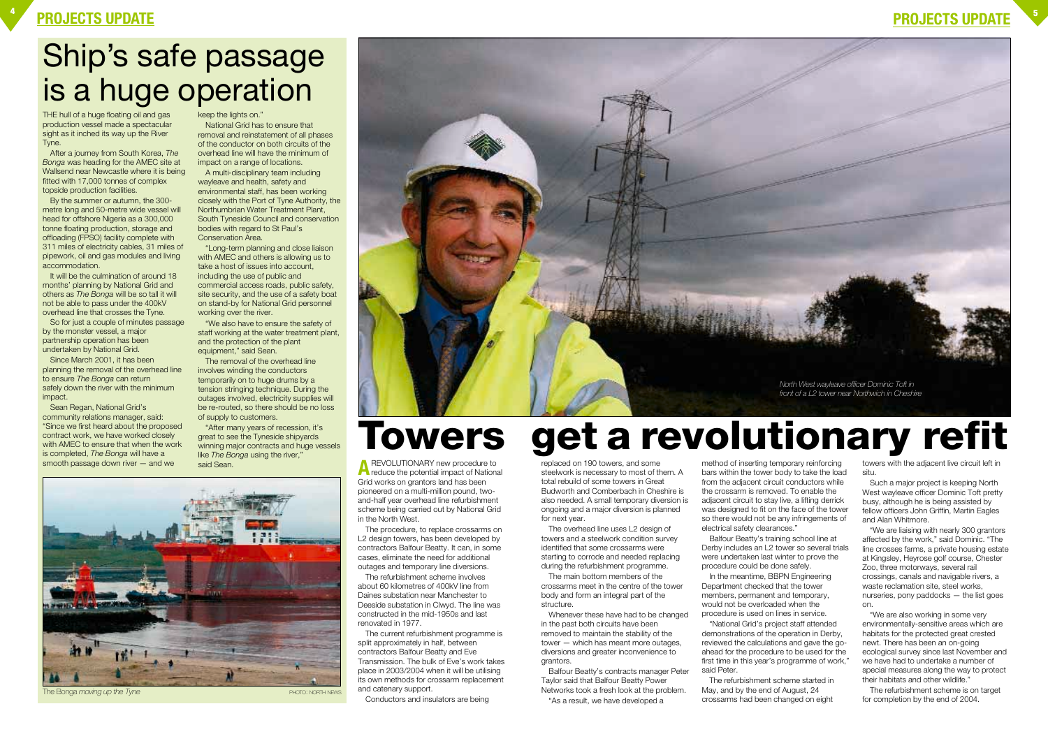# Ship's safe passage is a huge operation

THE hull of a huge floating oil and gas production vessel made a spectacular sight as it inched its way up the River Tyne.

After a journey from South Korea, *The Bonga* was heading for the AMEC site at Wallsend near Newcastle where it is being fitted with 17,000 tonnes of complex topside production facilities.

By the summer or autumn, the 300-metre long and 50-metre wide vessel will head for offshore Nigeria as a 300,000 tonne floating production, storage and offloading (FPSO) facility complete with 311 miles of electricity cables, 31 miles of pipework, oil and gas modules and living accommodation.

It will be the culmination of around 18 months' planning by National Grid and others as *The Bonga* will be so tall it will not be able to pass under the 400kV overhead line that crosses the Tyne.

So for just a couple of minutes passage by the monster vessel, a major partnership operation has been undertaken by National Grid.

Since March 2001, it has been planning the removal of the overhead line to ensure *The Bonga* can return safely down the river with the minimum impact.

Sean Regan, National Grid's community relations manager, said: "Since we first heard about the proposed contract work, we have worked closely with AMEC to ensure that when the work is completed, *The Bonga* will have a smooth passage down river — and we keep the lights on."

National Grid has to ensure that removal and reinstatement of all phases of the conductor on both circuits of the overhead line will have the minimum of impact on a range of locations.

A multi-disciplinary team including wayleave and health, safety and environmental staff, has been working closely with the Port of Tyne Authority, the Northumbrian Water Treatment Plant, South Tyneside Council and conservation bodies with regard to St Paul's Conservation Area.

"Long-term planning and close liaison with AMEC and others is allowing us to take a host of issues into account, including the use of public and commercial access roads, public safety, site security, and the use of a safety boat on stand-by for National Grid personnel working over the river.

"We also have to ensure the safety of staff working at the water treatment plant, and the protection of the plant equipment," said Sean.

The removal of the overhead line involves winding the conductors temporarily on to huge drums by a tension stringing technique. During the outages involved, electricity supplies will be re-routed, so there should be no loss of supply to customers.

"After many years of recession, it's great to see the Tyneside shipyards winning major contracts and huge vessels like *The Bonga* using the river," said Sean.

The Bonga *moving up the Tyne* PHOTO: NORTH NEWS

*North West wayleave officer Dominic Toft in front of a L2 tower near Northwich in Cheshire*

# Towers get a revolutionary refit

A REVOLUTIONARY new procedure to reduce the potential impact of National Grid works on grantors land has been pioneered on a multi-million pound, two-and-half year overhead line refurbishment scheme being carried out by National Grid in the North West.

The procedure, to replace crossarms on L2 design towers, has been developed by contractors Balfour Beatty. It can, in some cases, eliminate the need for additional outages and temporary line diversions.

The refurbishment scheme involves about 60 kilometres of 400kV line from Daines substation near Manchester to Deeside substation in Clwyd. The line was constructed in the mid-1950s and last renovated in 1977.

The current refurbishment programme is split approximately in half, between contractors Balfour Beatty and Eve Transmission. The bulk of Eve's work takes place in 2003/2004 when it will be utilising its own methods for crossarm replacement and catenary support.

Conductors and insulators are being replaced on 190 towers, and some steelwork is necessary to most of them. A total rebuild of some towers in Great Budworth and Comberbach in Cheshire is also needed. A small temporary diversion is ongoing and a major diversion is planned for next year.

The overhead line uses L2 design of towers and a steelwork condition survey identified that some crossarms were starting to corrode and needed replacing during the refurbishment programme.

The main bottom members of the crossarms meet in the centre of the tower body and form an integral part of the structure.

Whenever these have had to be changed in the past both circuits have been removed to maintain the stability of the tower — which has meant more outages, diversions and greater inconvenience to grantors.

Balfour Beatty's contracts manager Peter Taylor said that Balfour Beatty Power Networks took a fresh look at the problem.

"As a result, we have developed a method of inserting temporary reinforcing bars within the tower body to take the load from the adjacent circuit conductors while the crossarm is removed. To enable the adjacent circuit to stay live, a lifting derrick was designed to fit on the face of the tower so there would not be any infringements of electrical safety clearances."

Balfour Beatty's training school line at Derby includes an L2 tower so several trials were undertaken last winter to prove the procedure could be done safely.

In the meantime, BBPN Engineering Department checked that the tower members, permanent and temporary, would not be overloaded when the procedure is used on lines in service.

"National Grid's project staff attended demonstrations of the operation in Derby, reviewed the calculations and gave the go-ahead for the procedure to be used for the first time in this year's programme of work," said Peter.

The refurbishment scheme started in May, and by the end of August, 24 crossarms had been changed on eight towers with the adjacent live circuit left in situ.

Such a major project is keeping North West wayleave officer Dominic Toft pretty busy, although he is being assisted by fellow officers John Griffin, Martin Eagles and Alan Whitmore.

"We are liaising with nearly 300 grantors affected by the work," said Dominic. "The line crosses farms, a private housing estate at Kingsley, Heyrose golf course, Chester Zoo, three motorways, several rail crossings, canals and navigable rivers, a waste reclamation site, steel works, nurseries, pony paddocks — the list goes on.

"We are also working in some very environmentally-sensitive areas which are habitats for the protected great crested newt. There has been an on-going ecological survey since last November and we have had to undertake a number of special measures along the way to protect their habitats and other wildlife."

The refurbishment scheme is on target for completion by the end of 2004.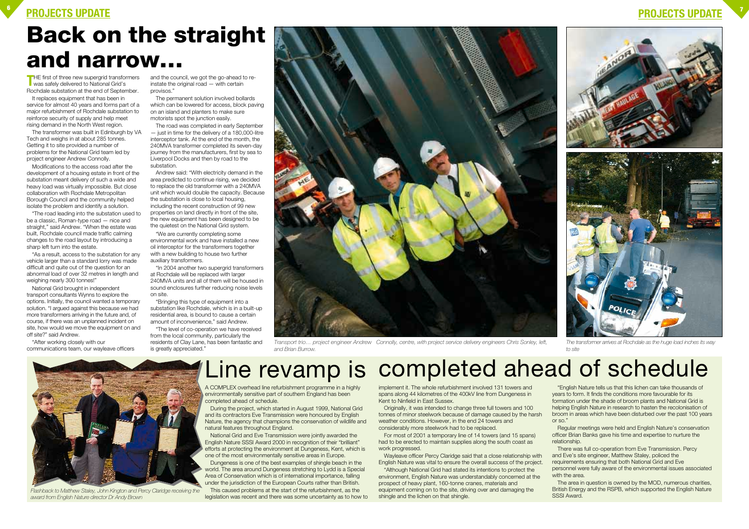# Back on the straight and narrow...

THE first of three new supergrid transformers was safely delivered to National Grid's Rochdale substation at the end of September.

It replaces equipment that has been in service for almost 40 years and forms part of a major refurbishment of Rochdale substation to reinforce security of supply and help meet rising demand in the North West region.

The transformer was built in Edinburgh by VA Tech and weighs in at about 285 tonnes. Getting it to site provided a number of problems for the National Grid team led by project engineer Andrew Connolly.

Modifications to the access road after the development of a housing estate in front of the substation meant delivery of such a wide and heavy load was virtually impossible. But close collaboration with Rochdale Metropolitan Borough Council and the community helped isolate the problem and identify a solution.

"The road leading into the substation used to be a classic, Roman-type road — nice and straight," said Andrew. "When the estate was built, Rochdale council made traffic calming changes to the road layout by introducing a sharp left turn into the estate.

"As a result, access to the substation for any vehicle larger than a standard lorry was made difficult and quite out of the question for an abnormal load of over 32 metres in length and weighing nearly 300 tonnes!"

National Grid brought in independent transport consultants Wynns to explore the options. Initially, the council wanted a temporary solution. "I argued against this because we had more transformers arriving in the future and, of course, if there was an unplanned incident on site, how would we move the equipment on and off site?" said Andrew.

"After working closely with our communications team, our wayleave officers and the council, we got the go-ahead to re-instate the original road — with certain provisos."

The permanent solution involved bollards which can be lowered for access, block paving on an island and planters to make sure motorists spot the junction easily.

The road was completed in early September — just in time for the delivery of a 180,000-litre interceptor tank. At the end of the month, the 240MVA transformer completed its seven-day journey from the manufacturers, first by sea to Liverpool Docks and then by road to the substation.

Andrew said: "With electricity demand in the area predicted to continue rising, we decided to replace the old transformer with a 240MVA unit which would double the capacity. Because the substation is close to local housing, including the recent construction of 99 new properties on land directly in front of the site, the new equipment has been designed to be the quietest on the National Grid system.

"We are currently completing some environmental work and have installed a new oil interceptor for the transformers together with a new building to house two further auxiliary transformers.

"In 2004 another two supergrid transformers at Rochdale will be replaced with larger 240MVA units and all of them will be housed in sound enclosures further reducing noise levels on site.

"Bringing this type of equipment into a substation like Rochdale, which is in a built-up residential area, is bound to cause a certain amount of inconvenience," said Andrew.

"The level of co-operation we have received from the local community, particularly the residents of Clay Lane, has been fantastic and is greatly appreciated."

*Transport trio... project engineer Andrew Connolly, centre, with project service delivery engineers Chris Sonley, left, and Brian Burrow.*

*The transformer arrives at Rochdale as the huge load inches its way to site*

# Line revamp is completed ahead of schedule

*Flashback to Matthew Staley, John Kington and Percy Claridge receiving the award from English Nature director Dr Andy Brown*

A COMPLEX overhead line refurbishment programme in a highly environmentally sensitive part of southern England has been completed ahead of schedule.

During the project, which started in August 1999, National Grid and its contractors Eve Transmission were honoured by English Nature, the agency that champions the conservation of wildlife and natural features throughout England.

National Grid and Eve Transmission were jointly awarded the English Nature SSSI Award 2000 in recognition of their "brilliant" efforts at protecting the environment at Dungeness, Kent, which is one of the most environmentally sensitive areas in Europe.

Dungeness is one of the best examples of shingle beach in the world. The area around Dungeness stretching to Lydd is a Special Area of Conservation which is of international importance, falling under the jurisdiction of the European Courts rather than British.

This caused problems at the start of the refurbishment, as the legislation was recent and there was some uncertainty as to how to implement it. The whole refurbishment involved 131 towers and spans along 44 kilometres of the 400kV line from Dungeness in Kent to Ninfield in East Sussex.

Originally, it was intended to change three full towers and 100 tonnes of minor steelwork because of damage caused by the harsh weather conditions. However, in the end 24 towers and considerably more steelwork had to be replaced.

For most of 2001 a temporary line of 14 towers (and 15 spans) had to be erected to maintain supplies along the south coast as work progressed.

Wayleave officer Percy Claridge said that a close relationship with English Nature was vital to ensure the overall success of the project.

"Although National Grid had stated its intentions to protect the environment, English Nature was understandably concerned at the prospect of heavy plant, 160-tonne cranes, materials and equipment coming on to the site, driving over and damaging the shingle and the lichen on that shingle.

"English Nature tells us that this lichen can take thousands of years to form. It finds the conditions more favourable for its formation under the shade of broom plants and National Grid is helping English Nature in research to hasten the recolonisation of broom in areas which have been disturbed over the past 100 years or so."

Regular meetings were held and English Nature's conservation officer Brian Banks gave his time and expertise to nurture the relationship.

There was full co-operation from Eve Transmission. Percy and Eve's site engineer, Matthew Staley, policed the requirements ensuring that both National Grid and Eve personnel were fully aware of the environmental issues associated with the area.

The area in question is owned by the MOD, numerous charities, British Energy and the RSPB, which supported the English Nature SSSI Award.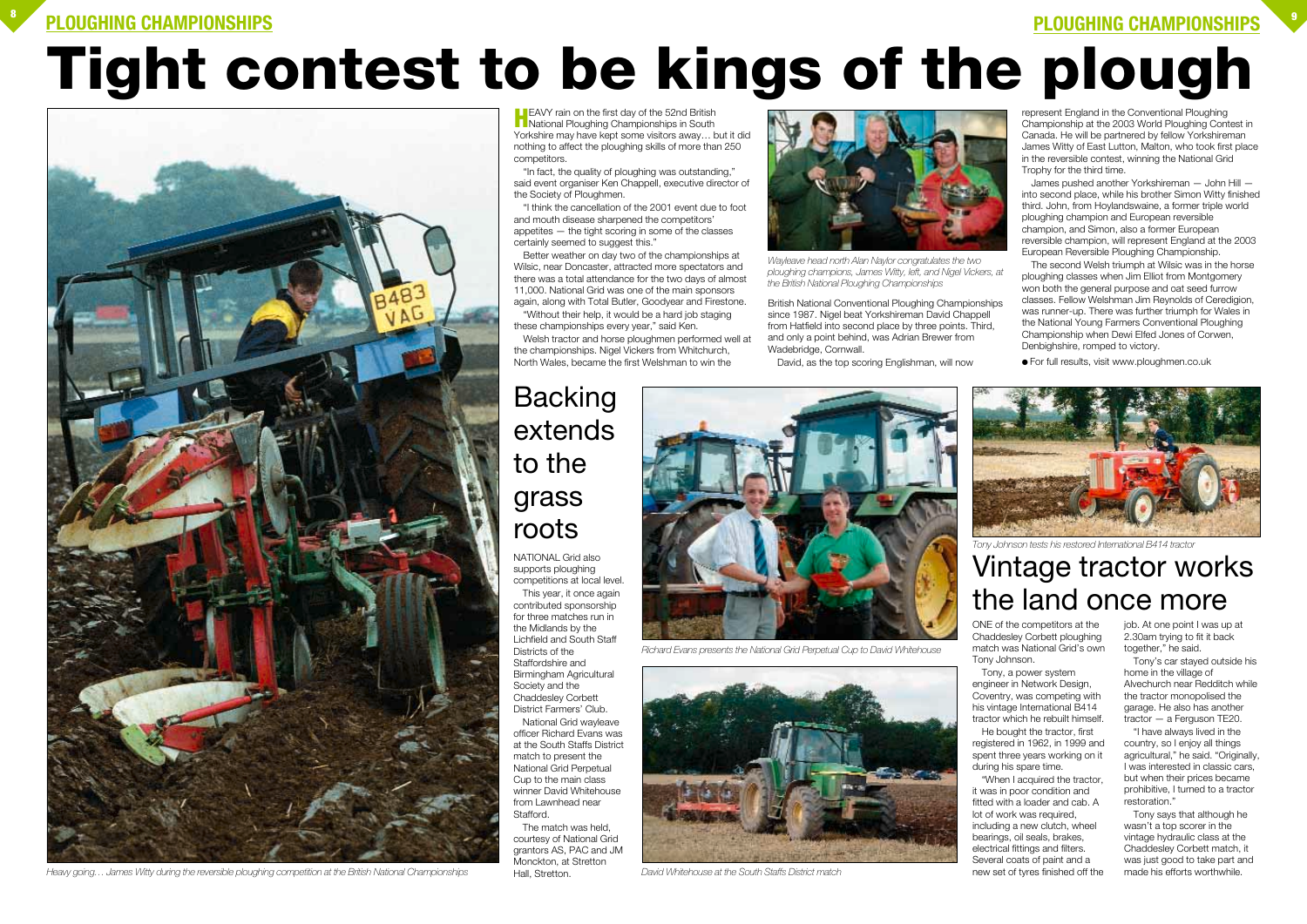# Tight contest to be kings of the plough

HEAVY rain on the first day of the 52nd British National Ploughing Championships in South Yorkshire may have kept some visitors away… but it did nothing to affect the ploughing skills of more than 250 competitors.

"In fact, the quality of ploughing was outstanding," said event organiser Ken Chappell, executive director of the Society of Ploughmen.

"I think the cancellation of the 2001 event due to foot and mouth disease sharpened the competitors' appetites — the tight scoring in some of the classes certainly seemed to suggest this."

Better weather on day two of the championships at Wilsic, near Doncaster, attracted more spectators and there was a total attendance for the two days of almost 11,000. National Grid was one of the main sponsors again, along with Total Butler, Goodyear and Firestone.

"Without their help, it would be a hard job staging these championships every year," said Ken.

Welsh tractor and horse ploughmen performed well at the championships. Nigel Vickers from Whitchurch, North Wales, became the first Welshman to win the British National Conventional Ploughing Championships since 1987. Nigel beat Yorkshireman David Chappell from Hatfield into second place by three points. Third, and only a point behind, was Adrian Brewer from Wadebridge, Cornwall.

David, as the top scoring Englishman, will now represent England in the Conventional Ploughing Championship at the 2003 World Ploughing Contest in Canada. He will be partnered by fellow Yorkshireman James Witty of East Lutton, Malton, who took first place in the reversible contest, winning the National Grid Trophy for the third time.

James pushed another Yorkshireman — John Hill — into second place, while his brother Simon Witty finished third. John, from Hoylandswaine, a former triple world ploughing champion and European reversible champion, and Simon, also a former European reversible champion, will represent England at the 2003 European Reversible Ploughing Championship.

The second Welsh triumph at Wilsic was in the horse ploughing classes when Jim Elliot from Montgomery won both the general purpose and oat seed furrow classes. Fellow Welshman Jim Reynolds of Ceredigion, was runner-up. There was further triumph for Wales in the National Young Farmers Conventional Ploughing Championship when Dewi Elfed Jones of Corwen, Denbighshire, romped to victory.

- For full results, visit www.ploughmen.co.uk

*Heavy going… James Witty during the reversible ploughing competition at the British National Championships*

*Wayleave head north Alan Naylor congratulates the two ploughing champions, James Witty, left, and Nigel Vickers, at the British National Ploughing Championships*

## Backing extends to the grass roots

NATIONAL Grid also supports ploughing competitions at local level.

This year, it once again contributed sponsorship for three matches run in the Midlands by the Lichfield and South Staff Districts of the Staffordshire and Birmingham Agricultural Society and the Chaddesley Corbett District Farmers' Club.

National Grid wayleave officer Richard Evans was at the South Staffs District match to present the National Grid Perpetual Cup to the main class winner David Whitehouse from Lawnhead near Stafford.

The match was held, courtesy of National Grid grantors AS, PAC and JM Monckton, at Stretton Hall, Stretton.

*Richard Evans presents the National Grid Perpetual Cup to David Whitehouse*

*David Whitehouse at the South Staffs District match*

*Tony Johnson tests his restored International B414 tractor*

## Vintage tractor works the land once more

ONE of the competitors at the Chaddesley Corbett ploughing match was National Grid's own Tony Johnson.

Tony, a power system engineer in Network Design, Coventry, was competing with his vintage International B414 tractor which he rebuilt himself.

He bought the tractor, first registered in 1962, in 1999 and spent three years working on it during his spare time.

"When I acquired the tractor, it was in poor condition and fitted with a loader and cab. A lot of work was required, including a new clutch, wheel bearings, oil seals, brakes, electrical fittings and filters. Several coats of paint and a new set of tyres finished off the job. At one point I was up at 2.30am trying to fit it back together," he said.

Tony's car stayed outside his home in the village of Alvechurch near Redditch while the tractor monopolised the garage. He also has another tractor — a Ferguson TE20.

"I have always lived in the country, so I enjoy all things agricultural," he said. "Originally, I was interested in classic cars, but when their prices became prohibitive, I turned to a tractor restoration."

Tony says that although he wasn't a top scorer in the vintage hydraulic class at the Chaddesley Corbett match, it was just good to take part and made his efforts worthwhile.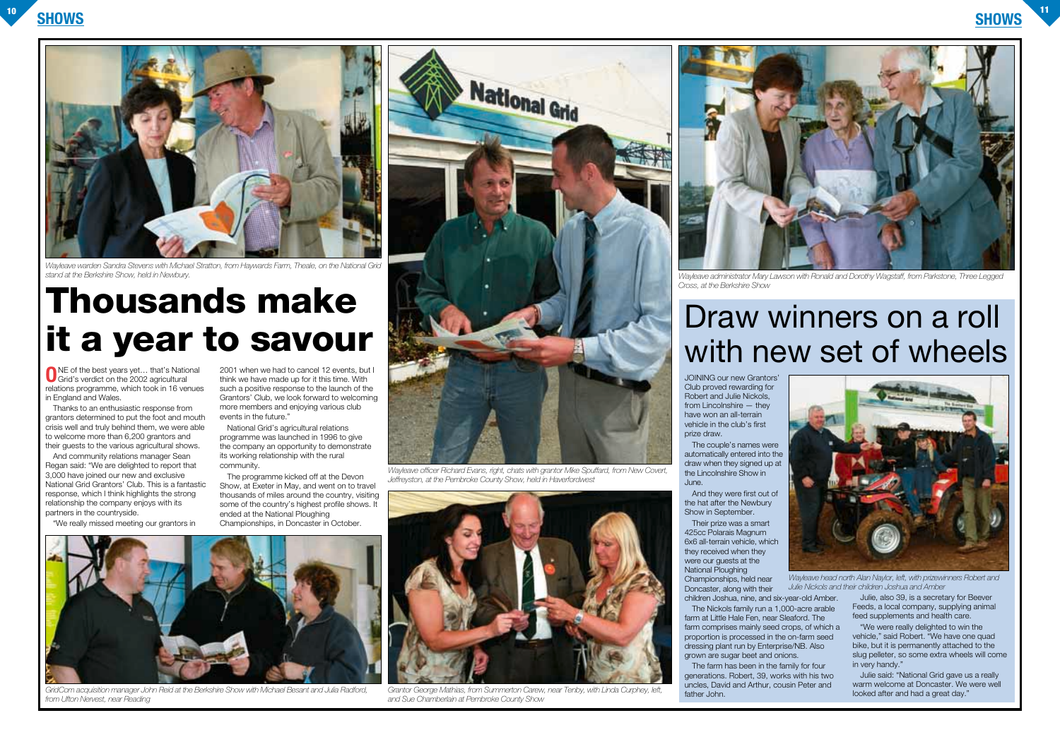Wayleave warden Sandra Stevens with Michael Stratton, from Haywards Farm, Theale, on the National Grid stand at the Berkshire Show, held in Newbury.

# Thousands make it a year to savour

ONE of the best years yet… that's National Grid's verdict on the 2002 agricultural relations programme, which took in 16 venues in England and Wales.

Thanks to an enthusiastic response from grantors determined to put the foot and mouth crisis well and truly behind them, we were able to welcome more than 6,200 grantors and their guests to the various agricultural shows.

And community relations manager Sean Regan said: "We are delighted to report that 3,000 have joined our new and exclusive National Grid Grantors' Club. This is a fantastic response, which I think highlights the strong relationship the company enjoys with its partners in the countryside.

"We really missed meeting our grantors in 2001 when we had to cancel 12 events, but I think we have made up for it this time. With such a positive response to the launch of the Grantors' Club, we look forward to welcoming more members and enjoying various club events in the future."

National Grid's agricultural relations programme was launched in 1996 to give the company an opportunity to demonstrate its working relationship with the rural community.

The programme kicked off at the Devon Show, at Exeter in May, and went on to travel thousands of miles around the country, visiting some of the country's highest profile shows. It ended at the National Ploughing Championships, in Doncaster in October.

Wayleave officer Richard Evans, right, chats with grantor Mike Spuffard, from New Covert, Jeffreyston, at the Pembroke County Show, held in Haverfordwest

GridCom acquisition manager John Reid at the Berkshire Show with Michael Besant and Julia Radford, from Ufton Nervest, near Reading

Grantor George Mathias, from Summerton Carew, near Tenby, with Linda Curphey, left, and Sue Chamberlain at Pembroke County Show

Wayleave administrator Mary Lawson with Ronald and Dorothy Wagstaff, from Parkstone, Three Legged Cross, at the Berkshire Show

# Draw winners on a roll with new set of wheels

JOINING our new Grantors' Club proved rewarding for Robert and Julie Nickols, from Lincolnshire — they have won an all-terrain vehicle in the club's first prize draw.

The couple's names were automatically entered into the draw when they signed up at the Lincolnshire Show in June.

And they were first out of the hat after the Newbury Show in September.

Their prize was a smart 425cc Polarais Magnum 6x6 all-terrain vehicle, which they received when they were our guests at the National Ploughing Championships, held near Doncaster, along with their children Joshua, nine, and six-year-old Amber.

The Nickols family run a 1,000-acre arable farm at Little Hale Fen, near Sleaford. The farm comprises mainly seed crops, of which a proportion is processed in the on-farm seed dressing plant run by Enterprise/NB. Also grown are sugar beet and onions.

The farm has been in the family for four generations. Robert, 39, works with his two uncles, David and Arthur, cousin Peter and father John.

Wayleave head north Alan Naylor, left, with prizewinners Robert and Julie Nickols and their children Joshua and Amber

Julie, also 39, is a secretary for Beever Feeds, a local company, supplying animal feed supplements and health care.

"We were really delighted to win the vehicle," said Robert. "We have one quad bike, but it is permanently attached to the slug pelleter, so some extra wheels will come in very handy."

Julie said: "National Grid gave us a really warm welcome at Doncaster. We were well looked after and had a great day."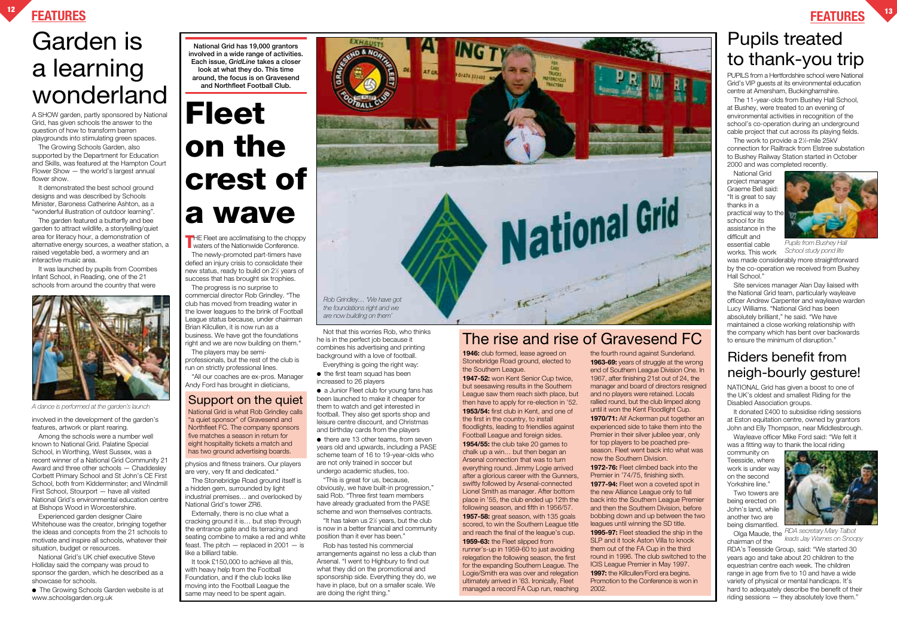# Garden is a learning wonderland

A SHOW garden, partly sponsored by National Grid, has given schools the answer to the question of how to transform barren playgrounds into stimulating green spaces.

The Growing Schools Garden, also supported by the Department for Education and Skills, was featured at the Hampton Court Flower Show — the world's largest annual flower show.

It demonstrated the best school ground designs and was described by Schools Minister, Baroness Catherine Ashton, as a "wonderful illustration of outdoor learning".

The garden featured a butterfly and bee garden to attract wildlife, a storytelling/quiet area for literacy hour, a demonstration of alternative energy sources, a weather station, a raised vegetable bed, a wormery and an interactive music area.

It was launched by pupils from Coombes Infant School, in Reading, one of the 21 schools from around the country that were involved in the development of the garden's features, artwork or plant rearing.

*A dance is performed at the garden's launch*

Among the schools were a number well known to National Grid. Palatine Special School, in Worthing, West Sussex, was a recent winner of a National Grid Community 21 Award and three other schools — Chaddesley Corbett Primary School and St John's CE First School, both from Kidderminster; and Windmill First School, Stourport — have all visited National Grid's environmental education centre at Bishops Wood in Worcestershire.

Experienced garden designer Claire Whitehouse was the creator, bringing together the ideas and concepts from the 21 schools to motivate and inspire all schools, whatever their situation, budget or resources.

National Grid's UK chief executive Steve Holliday said the company was proud to sponsor the garden, which he described as a showcase for schools.

- The Growing Schools Garden website is at www.schoolsgarden.org.uk

**National Grid has 19,000 grantors involved in a wide range of activities. Each issue, *GridLine* takes a closer look at what they do. This time around, the focus is on Gravesend and Northfleet Football Club.**

# Fleet on the crest of a wave

THE Fleet are acclimatising to the choppy waters of the Nationwide Conference.

The newly-promoted part-timers have defied an injury crisis to consolidate their new status, ready to build on 2½ years of success that has brought six trophies.

The progress is no surprise to commercial director Rob Grindley. "The club has moved from treading water in the lower leagues to the brink of Football League status because, under chairman Brian Kilcullen, it is now run as a business. We have got the foundations right and we are now building on them."

The players may be semi-professionals, but the rest of the club is run on strictly professional lines.

"All our coaches are ex-pros. Manager Andy Ford has brought in dieticians, physios and fitness trainers. Our players are very, very fit and dedicated."

The Stonebridge Road ground itself is a hidden gem, surrounded by light industrial premises… and overlooked by National Grid's tower ZR6.

Externally, there is no clue what a cracking ground it is… but step through the entrance gate and its terracing and seating combine to make a red and white feast. The pitch — replaced in 2001 — is like a billiard table.

It took £150,000 to achieve all this, with heavy help from the Football Foundation, and if the club looks like moving into the Football League the same may need to be spent again.

## Support on the quiet

National Grid is what Rob Grindley calls "a quiet sponsor" of Gravesend and Northfleet FC. The company sponsors five matches a season in return for eight hospitality tickets a match and has two ground advertising boards.

*Rob Grindley… 'We have got the foundations right and we are now building on them'*

Not that this worries Rob, who thinks he is in the perfect job because it combines his advertising and printing background with a love of football.

Everything is going the right way:

- the first team squad has been increased to 26 players
- a Junior Fleet club for young fans has been launched to make it cheaper for them to watch and get interested in football. They also get sports shop and leisure centre discount, and Christmas and birthday cards from the players
- there are 13 other teams, from seven years old and upwards, including a PASE scheme team of 16 to 19-year-olds who are not only trained in soccer but undergo academic studies, too.

"This is great for us, because, obviously, we have built-in progression," said Rob. "Three first team members have already graduated from the PASE scheme and won themselves contracts.

"It has taken us 2½ years, but the club is now in a better financial and community position than it has ever been."

Rob has tested his commercial arrangements against no less a club than Arsenal. "I went to Highbury to find out what they did on the promotional and sponsorship side. Everything they do, we have in place, but on a smaller scale. We are doing the right thing."

## The rise and rise of Gravesend FC

**1946:** club formed, lease agreed on Stonebridge Road ground, elected to the Southern League.

**1947-52:** won Kent Senior Cup twice, but seesawing results in the Southern League saw them reach sixth place, but then have to apply for re-election in '52.

**1953/54:** first club in Kent, and one of the first in the country, to install floodlights, leading to friendlies against Football League and foreign sides.

**1954/55:** the club take 20 games to chalk up a win… but then began an Arsenal connection that was to turn everything round. Jimmy Logie arrived after a glorious career with the Gunners, swiftly followed by Arsenal-connected Lionel Smith as manager. After bottom place in '55, the club ended up 12th the following season, and fifth in 1956/57.

**1957-58:** great season, with 135 goals scored, to win the Southern League title and reach the final of the league's cup.

**1959-63:** the Fleet slipped from runner's-up in 1959-60 to just avoiding relegation the following season, the first for the expanding Southern League. The Logie/Smith era was over and relegation ultimately arrived in '63. Ironically, Fleet managed a record FA Cup run, reaching the fourth round against Sunderland.

**1963-69:** years of struggle at the wrong end of Southern League Division One. In 1967, after finishing 21st out of 24, the manager and board of directors resigned and no players were retained. Locals rallied round, but the club limped along until it won the Kent Floodlight Cup.

**1970/71:** Alf Ackerman put together an experienced side to take them into the Premier in their silver jubilee year, only for top players to be poached pre-season. Fleet went back into what was now the Southern Division.

**1972-76:** Fleet climbed back into the Premier in '74/75, finishing sixth.

**1977-94:** Fleet won a coveted spot in the new Alliance League only to fall back into the Southern League Premier and then the Southern Division, before bobbing down and up between the two leagues until winning the SD title.

**1995-97:** Fleet steadied the ship in the SLP and it took Aston Villa to knock them out of the FA Cup in the third round in 1996. The club switched to the ICIS League Premier in May 1997.

**1997:** the Kilcullen/Ford era begins. Promotion to the Conference is won in 2002.

# Pupils treated to thank-you trip

PUPILS from a Hertfordshire school were National Grid's VIP guests at its environmental education centre at Amersham, Buckinghamshire.

The 11-year-olds from Bushey Hall School, at Bushey, were treated to an evening of environmental activities in recognition of the school's co-operation during an underground cable project that cut across its playing fields.

The work to provide a 2½-mile 25kV connection for Railtrack from Elstree substation to Bushey Railway Station started in October 2000 and was completed recently.

National Grid project manager Graeme Bell said: "It is great to say thanks in a practical way to the school for its assistance in the difficult and essential cable works. This work was made considerably more straightforward by the co-operation we received from Bushey Hall School."

*Pupils from Bushey Hall School study pond life*

Site services manager Alan Day liaised with the National Grid team, particularly wayleave officer Andrew Carpenter and wayleave warden Lucy Williams. "National Grid has been absolutely brilliant," he said. "We have maintained a close working relationship with the company which has bent over backwards to ensure the minimum of disruption."

# Riders benefit from neigh-bourly gesture!

NATIONAL Grid has given a boost to one of the UK's oldest and smallest Riding for the Disabled Association groups.

It donated £400 to subsidise riding sessions at Eston equitation centre, owned by grantors John and Elly Thompson, near Middlesbrough.

Wayleave officer Mike Ford said: "We felt it was a fitting way to thank the local riding community on Teesside, where work is under way on the second Yorkshire line."

Two towers are being erected on John's land, while another two are being dismantled.

*RDA secretary Mary Talbot leads Jay Warnes on Snoopy*

Olga Maude, the chairman of the RDA's Teesside Group, said: "We started 30 years ago and take about 20 children to the equestrian centre each week. The children range in age from five to 10 and have a wide variety of physical or mental handicaps. It's hard to adequately describe the benefit of their riding sessions — they absolutely love them."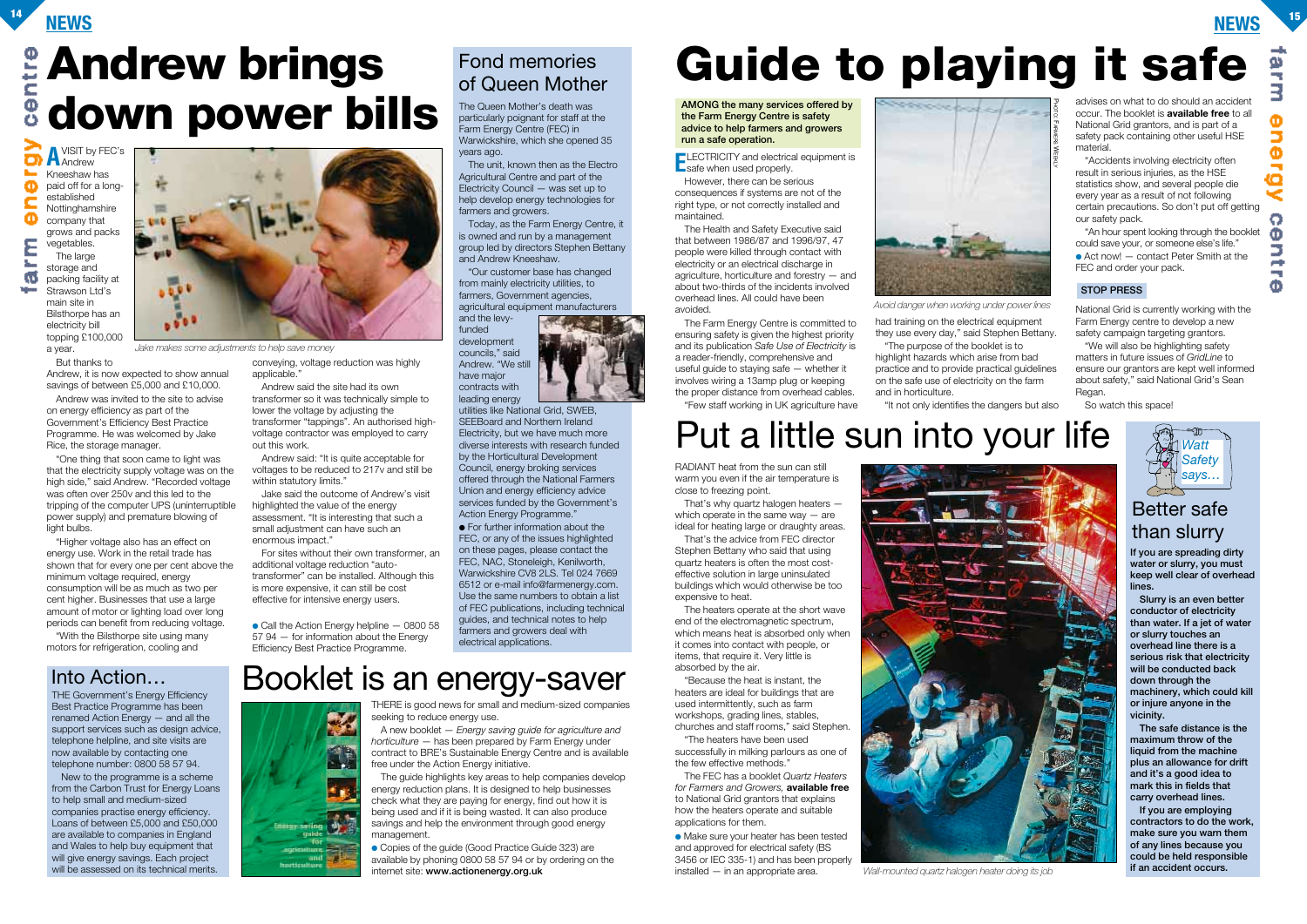# Andrew brings down power bills

A VISIT by FEC's Andrew Kneeshaw has paid off for a long-established Nottinghamshire company that grows and packs vegetables.

The large storage and packing facility at Strawson Ltd's main site in Bilsthorpe has an electricity bill topping £100,000 a year.

*Jake makes some adjustments to help save money*

But thanks to Andrew, it is now expected to show annual savings of between £5,000 and £10,000.

Andrew was invited to the site to advise on energy efficiency as part of the Government's Efficiency Best Practice Programme. He was welcomed by Jake Rice, the storage manager.

"One thing that soon came to light was that the electricity supply voltage was on the high side," said Andrew. "Recorded voltage was often over 250v and this led to the tripping of the computer UPS (uninterruptible power supply) and premature blowing of light bulbs.

"Higher voltage also has an effect on energy use. Work in the retail trade has shown that for every one per cent above the minimum voltage required, energy consumption will be as much as two per cent higher. Businesses that use a large amount of motor or lighting load over long periods can benefit from reducing voltage.

"With the Bilsthorpe site using many motors for refrigeration, cooling and conveying, voltage reduction was highly applicable."

Andrew said the site had its own transformer so it was technically simple to lower the voltage by adjusting the transformer "tappings". An authorised high-voltage contractor was employed to carry out this work.

Andrew said: "It is quite acceptable for voltages to be reduced to 217v and still be within statutory limits."

Jake said the outcome of Andrew's visit highlighted the value of the energy assessment. "It is interesting that such a small adjustment can have such an enormous impact."

For sites without their own transformer, an additional voltage reduction "auto-transformer" can be installed. Although this is more expensive, it can still be cost effective for intensive energy users.

- Call the Action Energy helpline — 0800 58 57 94 — for information about the Energy Efficiency Best Practice Programme.

## Into Action…

THE Government's Energy Efficiency Best Practice Programme has been renamed Action Energy — and all the support services such as design advice, telephone helpline, and site visits are now available by contacting one telephone number: 0800 58 57 94.

New to the programme is a scheme from the Carbon Trust for Energy Loans to help small and medium-sized companies practise energy efficiency. Loans of between £5,000 and £50,000 are available to companies in England and Wales to help buy equipment that will give energy savings. Each project will be assessed on its technical merits.

## Fond memories of Queen Mother

The Queen Mother's death was particularly poignant for staff at the Farm Energy Centre (FEC) in Warwickshire, which she opened 35 years ago.

The unit, known then as the Electro Agricultural Centre and part of the Electricity Council — was set up to help develop energy technologies for farmers and growers.

Today, as the Farm Energy Centre, it is owned and run by a management group led by directors Stephen Bettany and Andrew Kneeshaw.

"Our customer base has changed from mainly electricity utilities, to farmers, Government agencies, agricultural equipment manufacturers and the levy-funded development councils," said Andrew. "We still have major contracts with leading energy utilities like National Grid, SWEB, SEEBoard and Northern Ireland Electricity, but we have much more diverse interests with research funded by the Horticultural Development Council, energy broking services offered through the National Farmers Union and energy efficiency advice services funded by the Government's Action Energy Programme."

- For further information about the FEC, or any of the issues highlighted on these pages, please contact the FEC, NAC, Stoneleigh, Kenilworth, Warwickshire CV8 2LS. Tel 024 7669 6512 or e-mail info@farmenergy.com. Use the same numbers to obtain a list of FEC publications, including technical guides, and technical notes to help farmers and growers deal with electrical applications.

## Booklet is an energy-saver

THERE is good news for small and medium-sized companies seeking to reduce energy use.

A new booklet — *Energy saving guide for agriculture and horticulture* — has been prepared by Farm Energy under contract to BRE's Sustainable Energy Centre and is available free under the Action Energy initiative.

The guide highlights key areas to help companies develop energy reduction plans. It is designed to help businesses check what they are paying for energy, find out how it is being used and if it is being wasted. It can also produce savings and help the environment through good energy management.

- Copies of the guide (Good Practice Guide 323) are available by phoning 0800 58 57 94 or by ordering on the internet site: **www.actionenergy.org.uk**

# Guide to playing it safe

**AMONG the many services offered by the Farm Energy Centre is safety advice to help farmers and growers run a safe operation.**

ELECTRICITY and electrical equipment is safe when used properly.

However, there can be serious consequences if systems are not of the right type, or not correctly installed and maintained.

The Health and Safety Executive said that between 1986/87 and 1996/97, 47 people were killed through contact with electricity or an electrical discharge in agriculture, horticulture and forestry — and about two-thirds of the incidents involved overhead lines. All could have been avoided.

The Farm Energy Centre is committed to ensuring safety is given the highest priority and its publication *Safe Use of Electricity* is a reader-friendly, comprehensive and useful guide to staying safe — whether it involves wiring a 13amp plug or keeping the proper distance from overhead cables.

"Few staff working in UK agriculture have had training on the electrical equipment they use every day," said Stephen Bettany.

"The purpose of the booklet is to highlight hazards which arise from bad practice and to provide practical guidelines on the safe use of electricity on the farm and in horticulture.

"It not only identifies the dangers but also advises on what to do should an accident occur. The booklet is **available free** to all National Grid grantors, and is part of a safety pack containing other useful HSE material.

"Accidents involving electricity often result in serious injuries, as the HSE statistics show, and several people die every year as a result of not following certain precautions. So don't put off getting our safety pack.

"An hour spent looking through the booklet could save your, or someone else's life."

- Act now! — contact Peter Smith at the FEC and order your pack.

*Avoid danger when working under power lines*

Photo: Farmers Weekly

### STOP PRESS

National Grid is currently working with the Farm Energy Centre to develop a new safety campaign targeting grantors.

"We will also be highlighting safety matters in future issues of *GridLine* to ensure our grantors are kept well informed about safety," said National Grid's Sean Regan.

So watch this space!

# Put a little sun into your life

RADIANT heat from the sun can still warm you even if the air temperature is close to freezing point.

That's why quartz halogen heaters — which operate in the same way — are ideal for heating large or draughty areas.

That's the advice from FEC director Stephen Bettany who said that using quartz heaters is often the most cost-effective solution in large uninsulated buildings which would otherwise be too expensive to heat.

The heaters operate at the short wave end of the electromagnetic spectrum, which means heat is absorbed only when it comes into contact with people, or items, that require it. Very little is absorbed by the air.

"Because the heat is instant, the heaters are ideal for buildings that are used intermittently, such as farm workshops, grading lines, stables, churches and staff rooms," said Stephen.

"The heaters have been used successfully in milking parlours as one of the few effective methods."

The FEC has a booklet *Quartz Heaters for Farmers and Growers*, **available free** to National Grid grantors that explains how the heaters operate and suitable applications for them.

- Make sure your heater has been tested and approved for electrical safety (BS 3456 or IEC 335-1) and has been properly installed — in an appropriate area.

*Wall-mounted quartz halogen heater doing its job*

## Watt Safety says…

## Better safe than slurry

**If you are spreading dirty water or slurry, you must keep well clear of overhead lines.**

**Slurry is an even better conductor of electricity than water. If a jet of water or slurry touches an overhead line there is a serious risk that electricity will be conducted back down through the machinery, which could kill or injure anyone in the vicinity.**

**The safe distance is the maximum throw of the liquid from the machine plus an allowance for drift and it's a good idea to mark this in fields that carry overhead lines.**

**If you are employing contractors to do the work, make sure you warn them of any lines because you could be held responsible if an accident occurs.**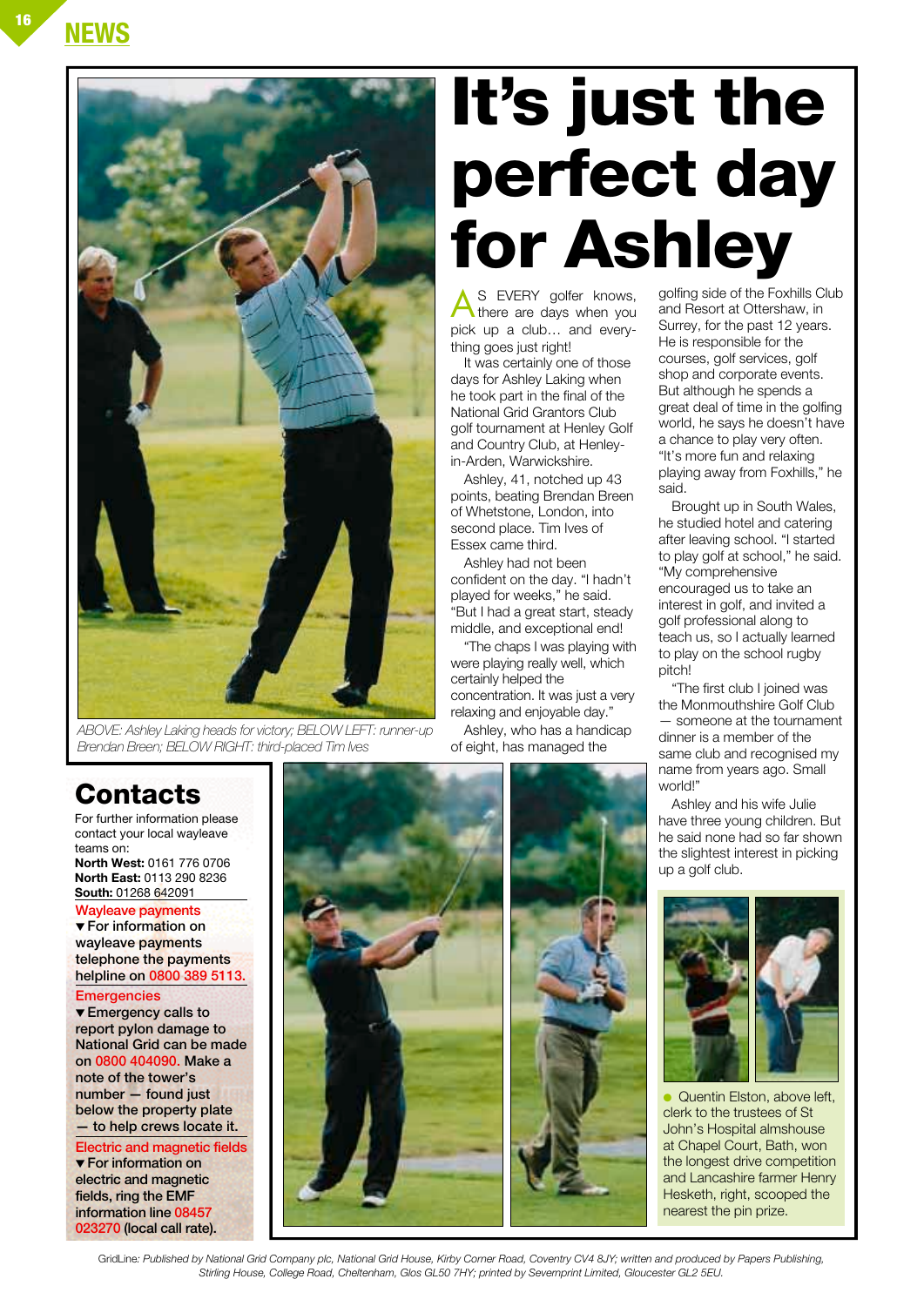NEWS

# It's just the perfect day for Ashley

AS EVERY golfer knows, there are days when you pick up a club… and everything goes just right!

It was certainly one of those days for Ashley Laking when he took part in the final of the National Grid Grantors Club golf tournament at Henley Golf and Country Club, at Henley-in-Arden, Warwickshire.

Ashley, 41, notched up 43 points, beating Brendan Breen of Whetstone, London, into second place. Tim Ives of Essex came third.

Ashley had not been confident on the day. "I hadn't played for weeks," he said. "But I had a great start, steady middle, and exceptional end!

"The chaps I was playing with were playing really well, which certainly helped the concentration. It was just a very relaxing and enjoyable day."

Ashley, who has a handicap of eight, has managed the golfing side of the Foxhills Club and Resort at Ottershaw, in Surrey, for the past 12 years. He is responsible for the courses, golf services, golf shop and corporate events. But although he spends a great deal of time in the golfing world, he says he doesn't have a chance to play very often. "It's more fun and relaxing playing away from Foxhills," he said.

Brought up in South Wales, he studied hotel and catering after leaving school. "I started to play golf at school," he said. "My comprehensive encouraged us to take an interest in golf, and invited a golf professional along to teach us, so I actually learned to play on the school rugby pitch!

"The first club I joined was the Monmouthshire Golf Club — someone at the tournament dinner is a member of the same club and recognised my name from years ago. Small world!"

Ashley and his wife Julie have three young children. But he said none had so far shown the slightest interest in picking up a golf club.

*ABOVE: Ashley Laking heads for victory; BELOW LEFT: runner-up Brendan Breen; BELOW RIGHT: third-placed Tim Ives*

● Quentin Elston, above left, clerk to the trustees of St John's Hospital almshouse at Chapel Court, Bath, won the longest drive competition and Lancashire farmer Henry Hesketh, right, scooped the nearest the pin prize.

## Contacts

For further information please contact your local wayleave teams on:
**North West:** 0161 776 0706
**North East:** 0113 290 8236
**South:** 01268 642091

**Wayleave payments**
▼ **For information on wayleave payments telephone the payments helpline on 0800 389 5113.**

**Emergencies**
▼ **Emergency calls to report pylon damage to National Grid can be made on 0800 404090. Make a note of the tower's number — found just below the property plate — to help crews locate it.**

**Electric and magnetic fields**
▼ **For information on electric and magnetic fields, ring the EMF information line 08457 023270 (local call rate).**

GridLine: *Published by National Grid Company plc, National Grid House, Kirby Corner Road, Coventry CV4 8JY; written and produced by Papers Publishing, Stirling House, College Road, Cheltenham, Glos GL50 7HY; printed by Severnprint Limited, Gloucester GL2 5EU.*